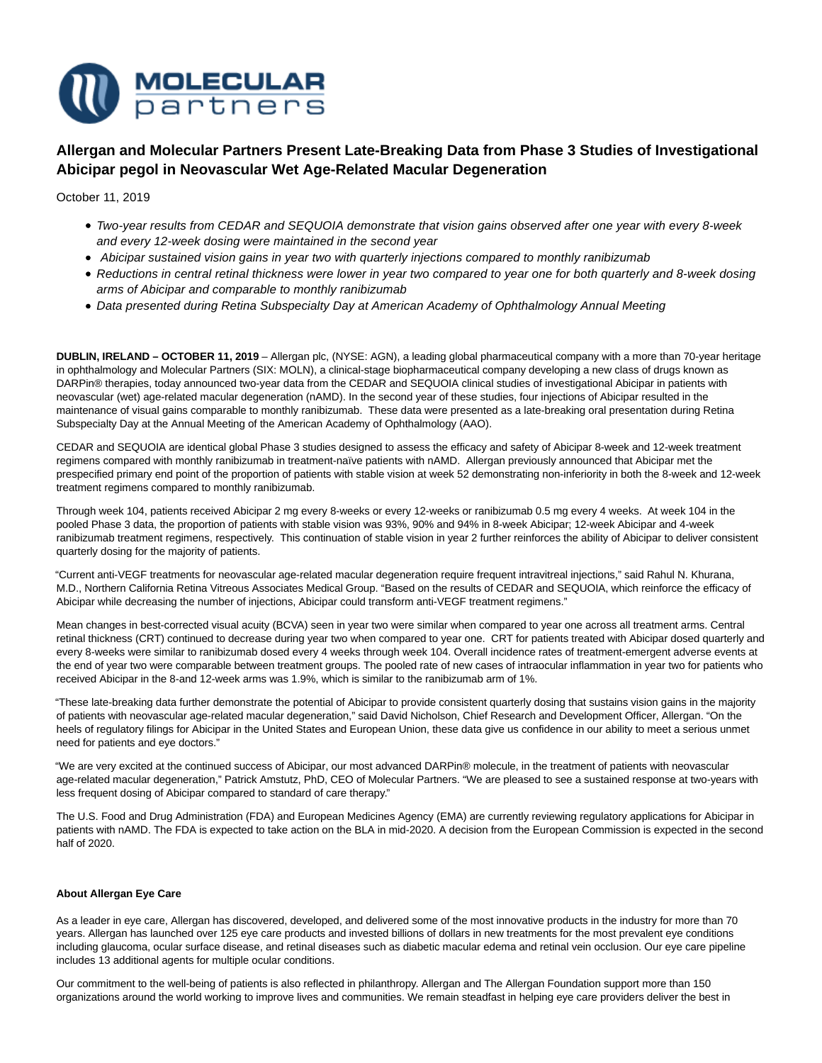# Allergan and Molecular Partners Present Late-Breaking Data from Phase 3 Studies of Investigational Abicipar pegol in Neovascular Wet Age-Related Macular Degeneration

October 11, 2019

- *Two-year results from CEDAR and SEQUOIA demonstrate that vision gains observed after one year with every 8-week and every 12-week dosing were maintained in the second year*
- *Abicipar sustained vision gains in year two with quarterly injections compared to monthly ranibizumab*
- *Reductions in central retinal thickness were lower in year two compared to year one for both quarterly and 8-week dosing arms of Abicipar and comparable to monthly ranibizumab*
- *Data presented during Retina Subspecialty Day at American Academy of Ophthalmology Annual Meeting*

**DUBLIN, IRELAND – OCTOBER 11, 2019** – Allergan plc, (NYSE: AGN), a leading global pharmaceutical company with a more than 70-year heritage in ophthalmology and Molecular Partners (SIX: MOLN), a clinical-stage biopharmaceutical company developing a new class of drugs known as DARPin® therapies, today announced two-year data from the CEDAR and SEQUOIA clinical studies of investigational Abicipar in patients with neovascular (wet) age-related macular degeneration (nAMD). In the second year of these studies, four injections of Abicipar resulted in the maintenance of visual gains comparable to monthly ranibizumab. These data were presented as a late-breaking oral presentation during Retina Subspecialty Day at the Annual Meeting of the American Academy of Ophthalmology (AAO).

CEDAR and SEQUOIA are identical global Phase 3 studies designed to assess the efficacy and safety of Abicipar 8-week and 12-week treatment regimens compared with monthly ranibizumab in treatment-naïve patients with nAMD. Allergan previously announced that Abicipar met the prespecified primary end point of the proportion of patients with stable vision at week 52 demonstrating non-inferiority in both the 8-week and 12-week treatment regimens compared to monthly ranibizumab.

Through week 104, patients received Abicipar 2 mg every 8-weeks or every 12-weeks or ranibizumab 0.5 mg every 4 weeks. At week 104 in the pooled Phase 3 data, the proportion of patients with stable vision was 93%, 90% and 94% in 8-week Abicipar; 12-week Abicipar and 4-week ranibizumab treatment regimens, respectively. This continuation of stable vision in year 2 further reinforces the ability of Abicipar to deliver consistent quarterly dosing for the majority of patients.

"Current anti-VEGF treatments for neovascular age-related macular degeneration require frequent intravitreal injections," said Rahul N. Khurana, M.D., Northern California Retina Vitreous Associates Medical Group. "Based on the results of CEDAR and SEQUOIA, which reinforce the efficacy of Abicipar while decreasing the number of injections, Abicipar could transform anti-VEGF treatment regimens."

Mean changes in best-corrected visual acuity (BCVA) seen in year two were similar when compared to year one across all treatment arms. Central retinal thickness (CRT) continued to decrease during year two when compared to year one. CRT for patients treated with Abicipar dosed quarterly and every 8-weeks were similar to ranibizumab dosed every 4 weeks through week 104. Overall incidence rates of treatment-emergent adverse events at the end of year two were comparable between treatment groups. The pooled rate of new cases of intraocular inflammation in year two for patients who received Abicipar in the 8-and 12-week arms was 1.9%, which is similar to the ranibizumab arm of 1%.

"These late-breaking data further demonstrate the potential of Abicipar to provide consistent quarterly dosing that sustains vision gains in the majority of patients with neovascular age-related macular degeneration," said David Nicholson, Chief Research and Development Officer, Allergan. "On the heels of regulatory filings for Abicipar in the United States and European Union, these data give us confidence in our ability to meet a serious unmet need for patients and eye doctors."

"We are very excited at the continued success of Abicipar, our most advanced DARPin® molecule, in the treatment of patients with neovascular age-related macular degeneration," Patrick Amstutz, PhD, CEO of Molecular Partners. "We are pleased to see a sustained response at two-years with less frequent dosing of Abicipar compared to standard of care therapy."

The U.S. Food and Drug Administration (FDA) and European Medicines Agency (EMA) are currently reviewing regulatory applications for Abicipar in patients with nAMD. The FDA is expected to take action on the BLA in mid-2020. A decision from the European Commission is expected in the second half of 2020.

**About Allergan Eye Care**

As a leader in eye care, Allergan has discovered, developed, and delivered some of the most innovative products in the industry for more than 70 years. Allergan has launched over 125 eye care products and invested billions of dollars in new treatments for the most prevalent eye conditions including glaucoma, ocular surface disease, and retinal diseases such as diabetic macular edema and retinal vein occlusion. Our eye care pipeline includes 13 additional agents for multiple ocular conditions.

Our commitment to the well-being of patients is also reflected in philanthropy. Allergan and The Allergan Foundation support more than 150 organizations around the world working to improve lives and communities. We remain steadfast in helping eye care providers deliver the best in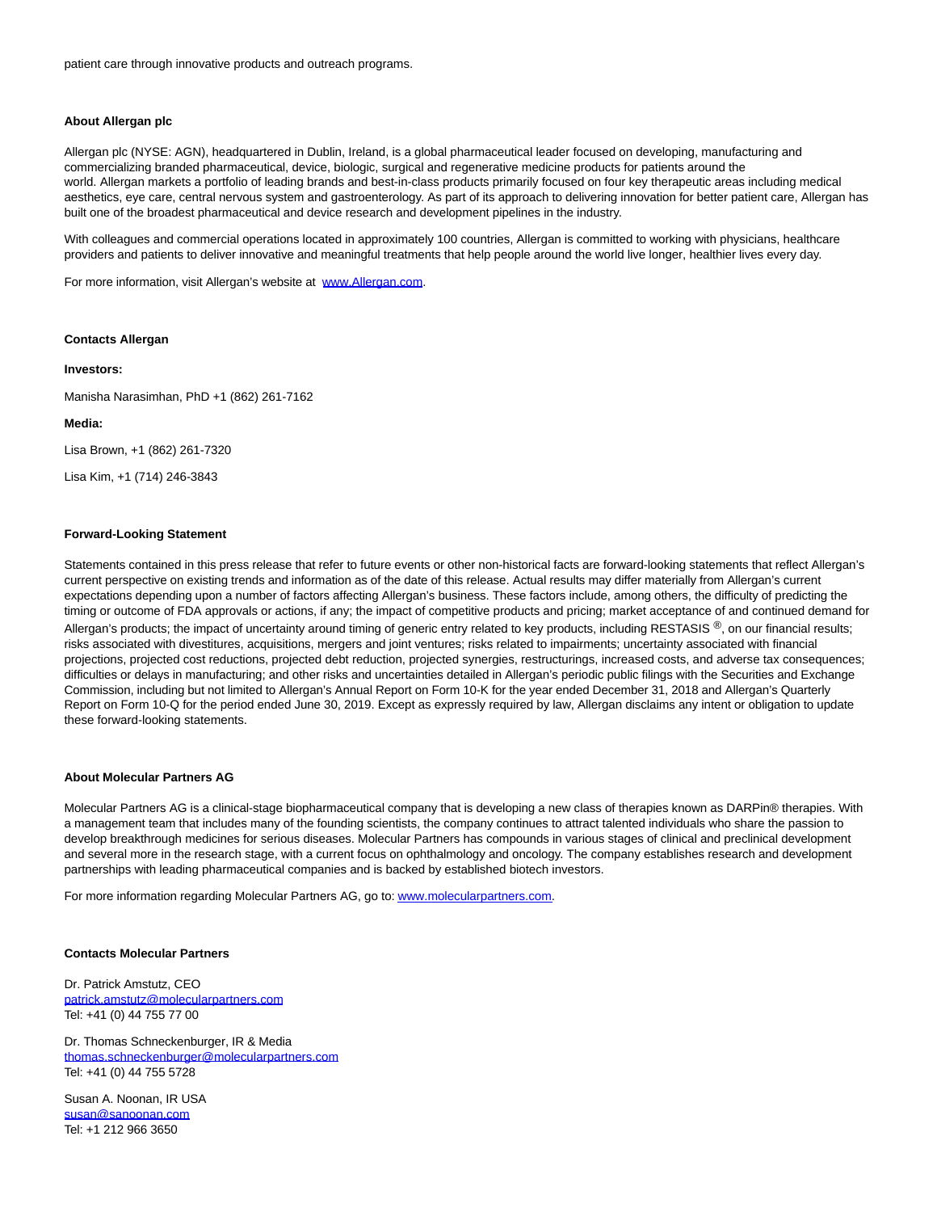patient care through innovative products and outreach programs.

**About Allergan plc**

Allergan plc (NYSE: AGN), headquartered in Dublin, Ireland, is a global pharmaceutical leader focused on developing, manufacturing and commercializing branded pharmaceutical, device, biologic, surgical and regenerative medicine products for patients around the world. Allergan markets a portfolio of leading brands and best-in-class products primarily focused on four key therapeutic areas including medical aesthetics, eye care, central nervous system and gastroenterology. As part of its approach to delivering innovation for better patient care, Allergan has built one of the broadest pharmaceutical and device research and development pipelines in the industry.

With colleagues and commercial operations located in approximately 100 countries, Allergan is committed to working with physicians, healthcare providers and patients to deliver innovative and meaningful treatments that help people around the world live longer, healthier lives every day.

For more information, visit Allergan's website at [www.Allergan.com](http://www.Allergan.com).

**Contacts Allergan**

**Investors:**

Manisha Narasimhan, PhD +1 (862) 261-7162

**Media:**

Lisa Brown, +1 (862) 261-7320

Lisa Kim, +1 (714) 246-3843

**Forward-Looking Statement**

Statements contained in this press release that refer to future events or other non-historical facts are forward-looking statements that reflect Allergan's current perspective on existing trends and information as of the date of this release. Actual results may differ materially from Allergan's current expectations depending upon a number of factors affecting Allergan's business. These factors include, among others, the difficulty of predicting the timing or outcome of FDA approvals or actions, if any; the impact of competitive products and pricing; market acceptance of and continued demand for Allergan's products; the impact of uncertainty around timing of generic entry related to key products, including RESTASIS ®, on our financial results; risks associated with divestitures, acquisitions, mergers and joint ventures; risks related to impairments; uncertainty associated with financial projections, projected cost reductions, projected debt reduction, projected synergies, restructurings, increased costs, and adverse tax consequences; difficulties or delays in manufacturing; and other risks and uncertainties detailed in Allergan's periodic public filings with the Securities and Exchange Commission, including but not limited to Allergan's Annual Report on Form 10-K for the year ended December 31, 2018 and Allergan's Quarterly Report on Form 10-Q for the period ended June 30, 2019. Except as expressly required by law, Allergan disclaims any intent or obligation to update these forward-looking statements.

**About Molecular Partners AG**

Molecular Partners AG is a clinical-stage biopharmaceutical company that is developing a new class of therapies known as DARPin® therapies. With a management team that includes many of the founding scientists, the company continues to attract talented individuals who share the passion to develop breakthrough medicines for serious diseases. Molecular Partners has compounds in various stages of clinical and preclinical development and several more in the research stage, with a current focus on ophthalmology and oncology. The company establishes research and development partnerships with leading pharmaceutical companies and is backed by established biotech investors.

For more information regarding Molecular Partners AG, go to: [www.molecularpartners.com](http://www.molecularpartners.com).

**Contacts Molecular Partners**

Dr. Patrick Amstutz, CEO  
[patrick.amstutz@molecularpartners.com](mailto:patrick.amstutz@molecularpartners.com)  
Tel: +41 (0) 44 755 77 00

Dr. Thomas Schneckenburger, IR & Media  
[thomas.schneckenburger@molecularpartners.com](mailto:thomas.schneckenburger@molecularpartners.com)  
Tel: +41 (0) 44 755 5728

Susan A. Noonan, IR USA  
[susan@sanoonan.com](mailto:susan@sanoonan.com)  
Tel: +1 212 966 3650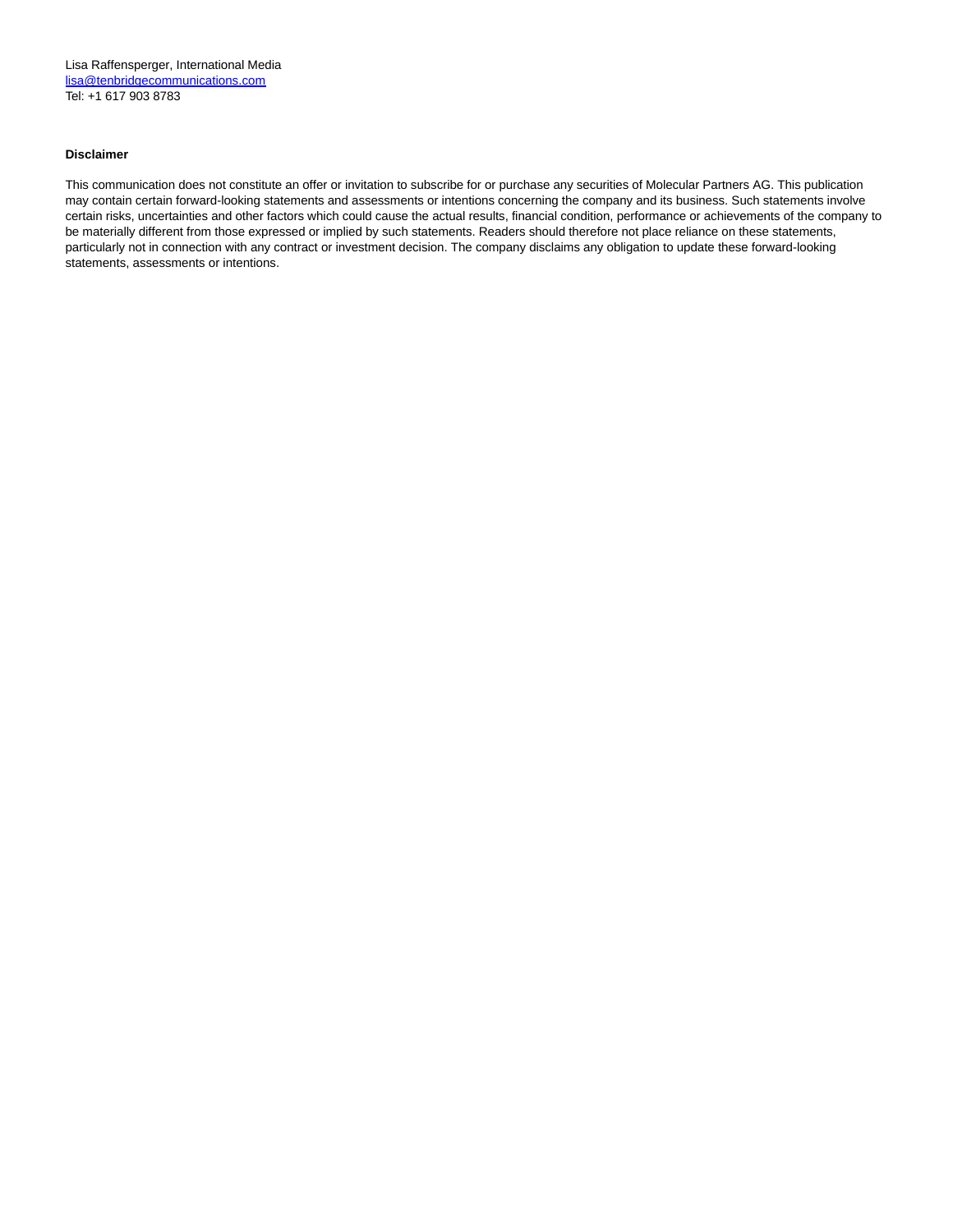Lisa Raffensperger, International Media
lisa@tenbridgecommunications.com
Tel: +1 617 903 8783

**Disclaimer**

This communication does not constitute an offer or invitation to subscribe for or purchase any securities of Molecular Partners AG. This publication may contain certain forward-looking statements and assessments or intentions concerning the company and its business. Such statements involve certain risks, uncertainties and other factors which could cause the actual results, financial condition, performance or achievements of the company to be materially different from those expressed or implied by such statements. Readers should therefore not place reliance on these statements, particularly not in connection with any contract or investment decision. The company disclaims any obligation to update these forward-looking statements, assessments or intentions.